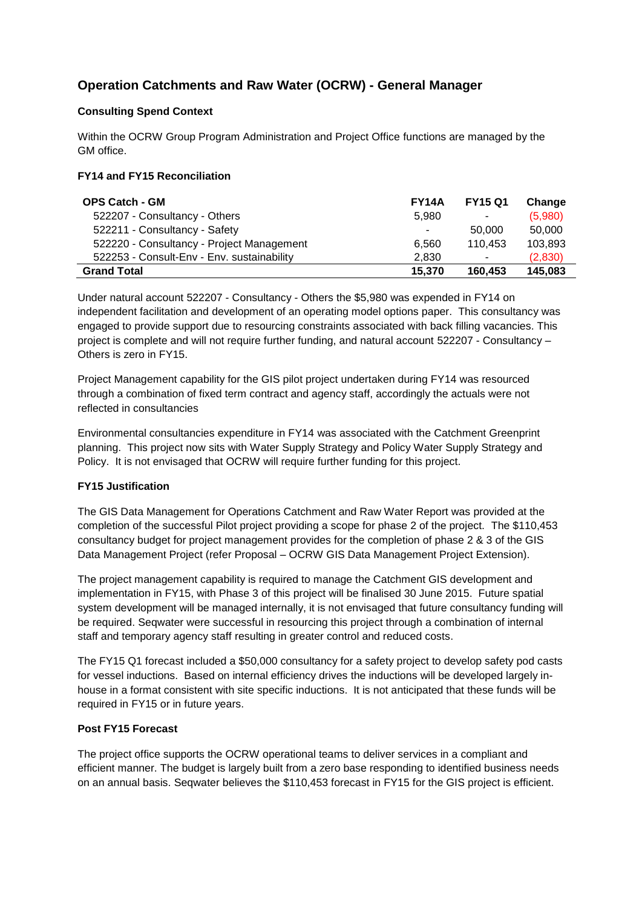## Operation Catchments and Raw Water (OCRW) - General Manager

### Consulting Spend Context

Within the OCRW Group Program Administration and Project Office functions are managed by the GM office.

### FY14 and FY15 Reconciliation

| OPS Catch - GM | FY14A | FY15 Q1 | Change |
|---|---|---|---|
| 522207 - Consultancy - Others | 5,980 | - | (5,980) |
| 522211 - Consultancy - Safety | - | 50,000 | 50,000 |
| 522220 - Consultancy - Project Management | 6,560 | 110,453 | 103,893 |
| 522253 - Consult-Env - Env. sustainability | 2,830 | - | (2,830) |
| **Grand Total** | **15,370** | **160,453** | **145,083** |

Under natural account 522207 - Consultancy - Others the $5,980 was expended in FY14 on independent facilitation and development of an operating model options paper. This consultancy was engaged to provide support due to resourcing constraints associated with back filling vacancies. This project is complete and will not require further funding, and natural account 522207 - Consultancy – Others is zero in FY15.

Project Management capability for the GIS pilot project undertaken during FY14 was resourced through a combination of fixed term contract and agency staff, accordingly the actuals were not reflected in consultancies

Environmental consultancies expenditure in FY14 was associated with the Catchment Greenprint planning. This project now sits with Water Supply Strategy and Policy Water Supply Strategy and Policy. It is not envisaged that OCRW will require further funding for this project.

### FY15 Justification

The GIS Data Management for Operations Catchment and Raw Water Report was provided at the completion of the successful Pilot project providing a scope for phase 2 of the project. The $110,453 consultancy budget for project management provides for the completion of phase 2 & 3 of the GIS Data Management Project (refer Proposal – OCRW GIS Data Management Project Extension).

The project management capability is required to manage the Catchment GIS development and implementation in FY15, with Phase 3 of this project will be finalised 30 June 2015. Future spatial system development will be managed internally, it is not envisaged that future consultancy funding will be required. Seqwater were successful in resourcing this project through a combination of internal staff and temporary agency staff resulting in greater control and reduced costs.

The FY15 Q1 forecast included a $50,000 consultancy for a safety project to develop safety pod casts for vessel inductions. Based on internal efficiency drives the inductions will be developed largely in-house in a format consistent with site specific inductions. It is not anticipated that these funds will be required in FY15 or in future years.

### Post FY15 Forecast

The project office supports the OCRW operational teams to deliver services in a compliant and efficient manner. The budget is largely built from a zero base responding to identified business needs on an annual basis. Seqwater believes the $110,453 forecast in FY15 for the GIS project is efficient.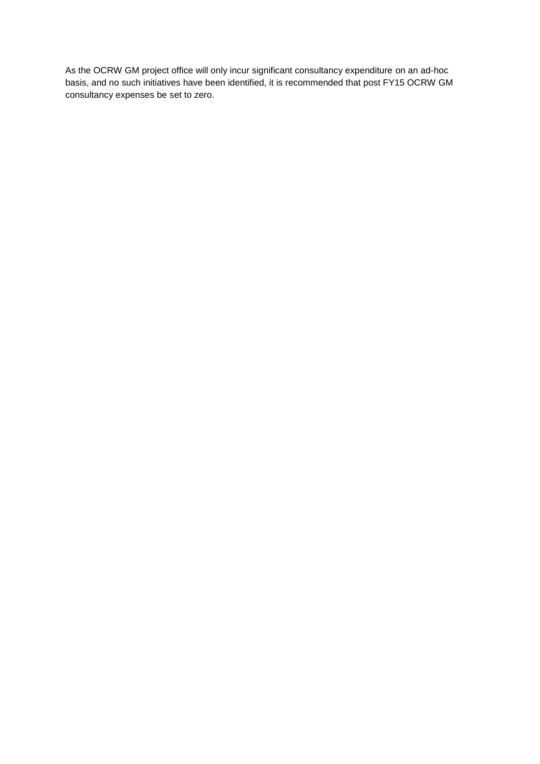As the OCRW GM project office will only incur significant consultancy expenditure on an ad-hoc basis, and no such initiatives have been identified, it is recommended that post FY15 OCRW GM consultancy expenses be set to zero.